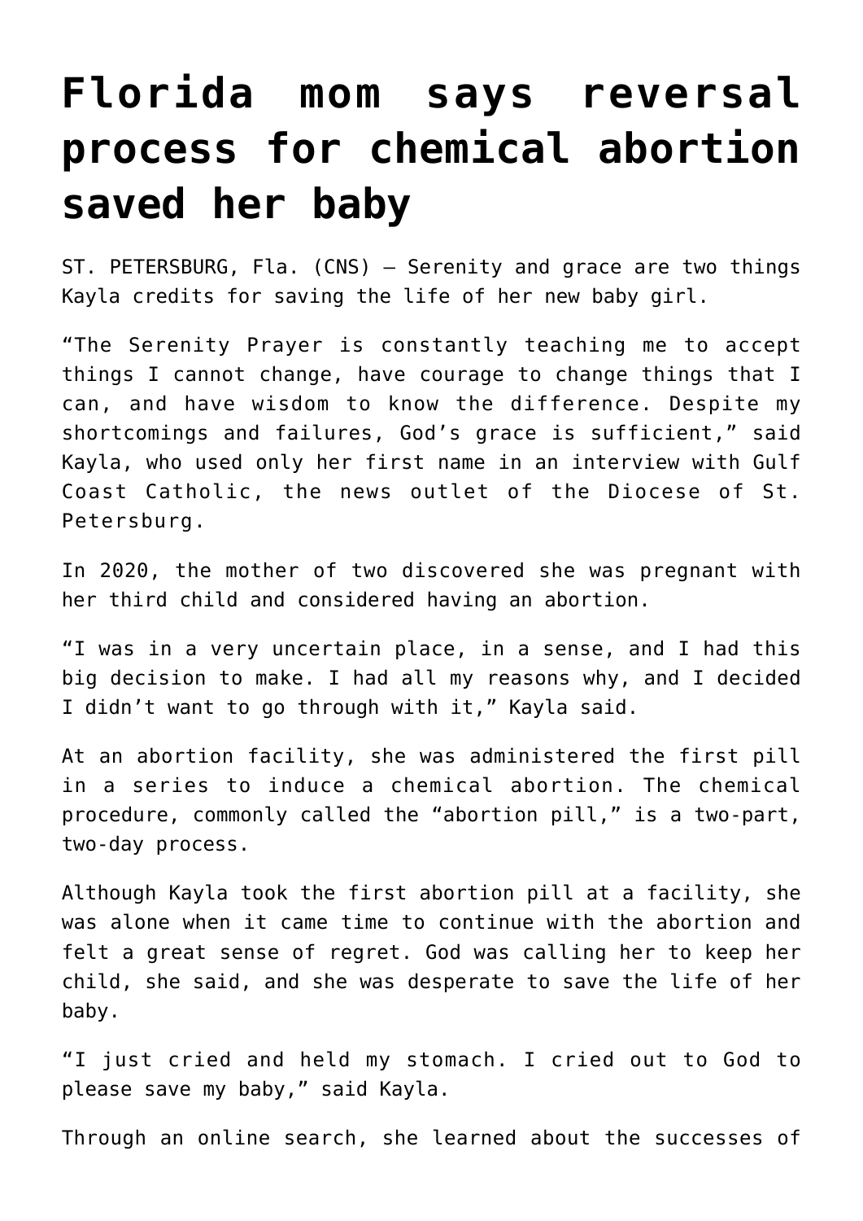# Florida mom says reversal process for chemical abortion saved her baby

ST. PETERSBURG, Fla. (CNS) — Serenity and grace are two things Kayla credits for saving the life of her new baby girl.

"The Serenity Prayer is constantly teaching me to accept things I cannot change, have courage to change things that I can, and have wisdom to know the difference. Despite my shortcomings and failures, God's grace is sufficient," said Kayla, who used only her first name in an interview with Gulf Coast Catholic, the news outlet of the Diocese of St. Petersburg.

In 2020, the mother of two discovered she was pregnant with her third child and considered having an abortion.

"I was in a very uncertain place, in a sense, and I had this big decision to make. I had all my reasons why, and I decided I didn't want to go through with it," Kayla said.

At an abortion facility, she was administered the first pill in a series to induce a chemical abortion. The chemical procedure, commonly called the "abortion pill," is a two-part, two-day process.

Although Kayla took the first abortion pill at a facility, she was alone when it came time to continue with the abortion and felt a great sense of regret. God was calling her to keep her child, she said, and she was desperate to save the life of her baby.

"I just cried and held my stomach. I cried out to God to please save my baby," said Kayla.

Through an online search, she learned about the successes of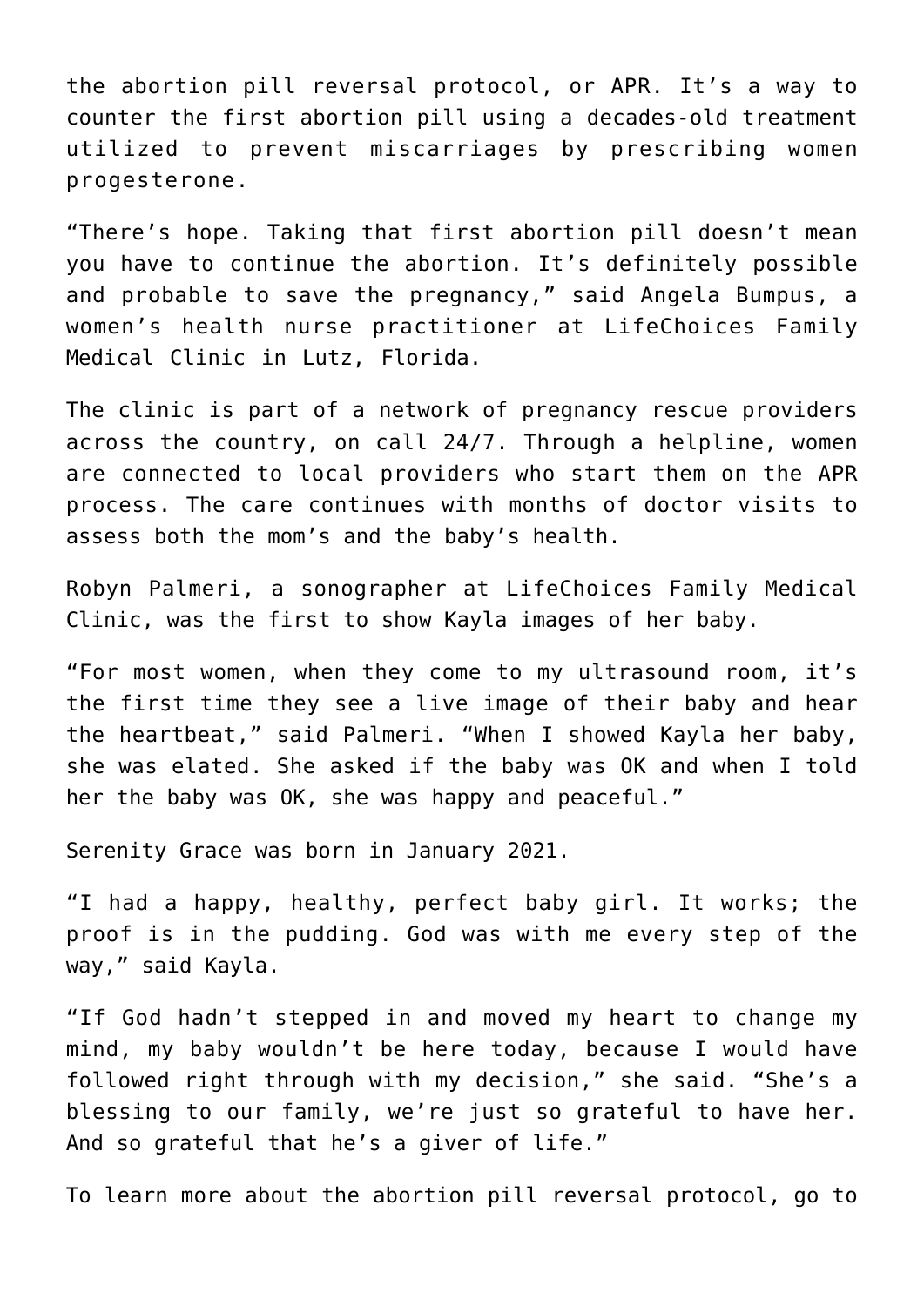the abortion pill reversal protocol, or APR. It's a way to counter the first abortion pill using a decades-old treatment utilized to prevent miscarriages by prescribing women progesterone.

"There's hope. Taking that first abortion pill doesn't mean you have to continue the abortion. It's definitely possible and probable to save the pregnancy," said Angela Bumpus, a women's health nurse practitioner at LifeChoices Family Medical Clinic in Lutz, Florida.

The clinic is part of a network of pregnancy rescue providers across the country, on call 24/7. Through a helpline, women are connected to local providers who start them on the APR process. The care continues with months of doctor visits to assess both the mom's and the baby's health.

Robyn Palmeri, a sonographer at LifeChoices Family Medical Clinic, was the first to show Kayla images of her baby.

"For most women, when they come to my ultrasound room, it's the first time they see a live image of their baby and hear the heartbeat," said Palmeri. "When I showed Kayla her baby, she was elated. She asked if the baby was OK and when I told her the baby was OK, she was happy and peaceful."

Serenity Grace was born in January 2021.

"I had a happy, healthy, perfect baby girl. It works; the proof is in the pudding. God was with me every step of the way," said Kayla.

"If God hadn't stepped in and moved my heart to change my mind, my baby wouldn't be here today, because I would have followed right through with my decision," she said. "She's a blessing to our family, we're just so grateful to have her. And so grateful that he's a giver of life."

To learn more about the abortion pill reversal protocol, go to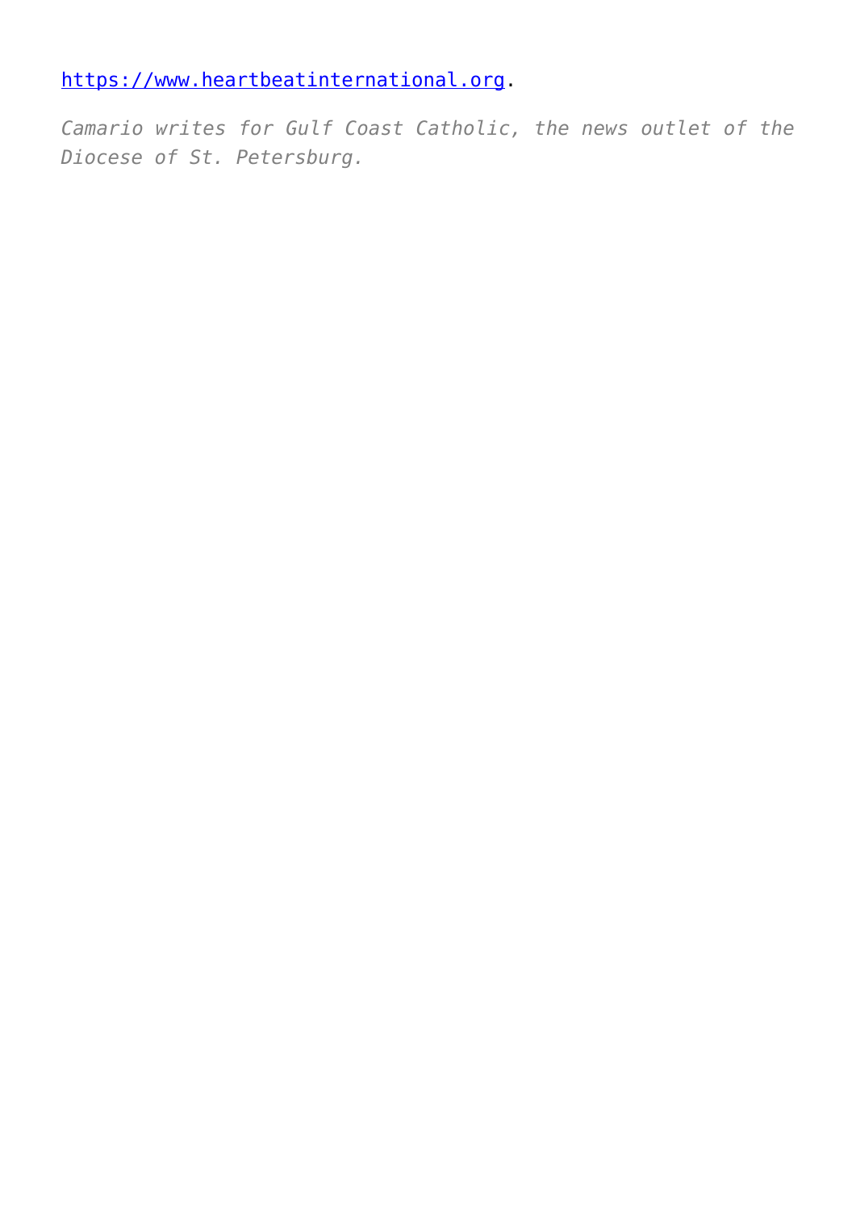https://www.heartbeatinternational.org.

*Camario writes for Gulf Coast Catholic, the news outlet of the Diocese of St. Petersburg.*